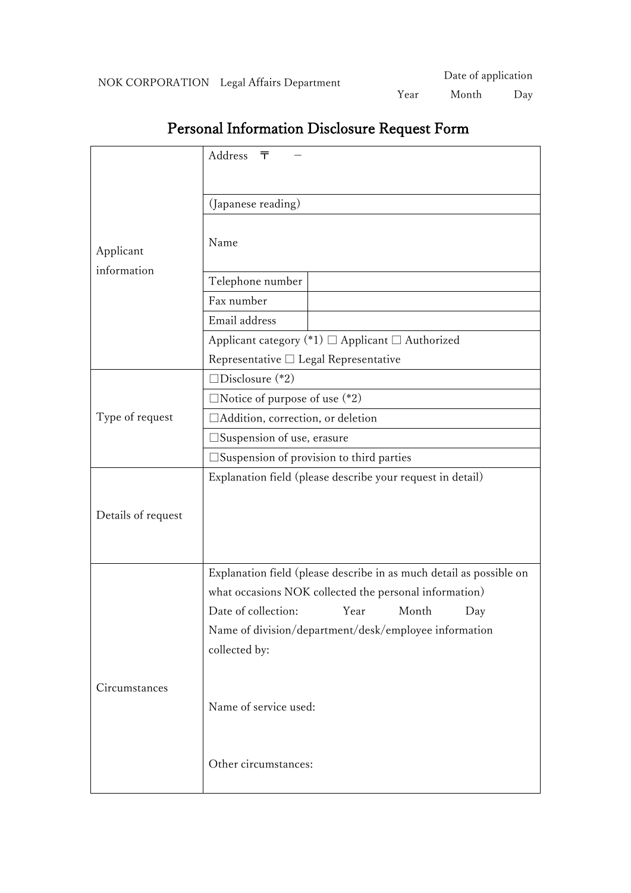NOK CORPORATION　Legal Affairs Department

Date of application
Year　　Month　　Day

# Personal Information Disclosure Request Form

| | | |
|---|---|---|
| Applicant information | Address 〒　－ | |
| | (Japanese reading) | |
| | Name | |
| | Telephone number | |
| | Fax number | |
| | Email address | |
| | Applicant category (*1) □ Applicant □ Authorized Representative □ Legal Representative | |
| Type of request | □Disclosure (*2) | |
| | □Notice of purpose of use (*2) | |
| | □Addition, correction, or deletion | |
| | □Suspension of use, erasure | |
| | □Suspension of provision to third parties | |
| Details of request | Explanation field (please describe your request in detail) | |
| Circumstances | Explanation field (please describe in as much detail as possible on what occasions NOK collected the personal information)<br>Date of collection: Year Month Day<br>Name of division/department/desk/employee information collected by:<br><br>Name of service used:<br><br>Other circumstances: | |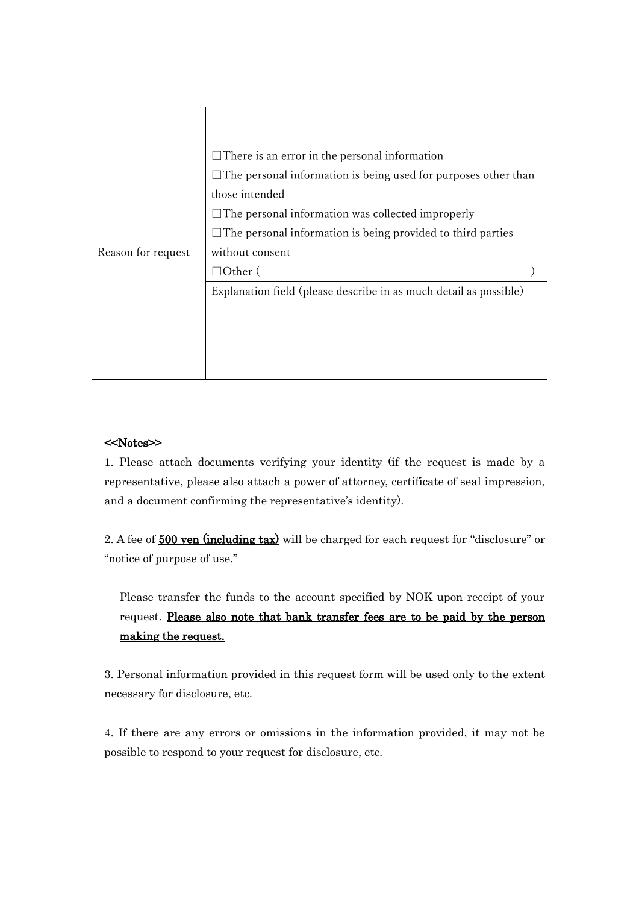| | |
|---|---|
| | |
| Reason for request | ☐There is an error in the personal information<br>☐The personal information is being used for purposes other than those intended<br>☐The personal information was collected improperly<br>☐The personal information is being provided to third parties without consent<br>☐Other (　　　　　　　　　　　　　　　　　　) |
| | Explanation field (please describe in as much detail as possible) |

**<<Notes>>**

1. Please attach documents verifying your identity (if the request is made by a representative, please also attach a power of attorney, certificate of seal impression, and a document confirming the representative's identity).

2. A fee of **500 yen (including tax)** will be charged for each request for "disclosure" or "notice of purpose of use."

   Please transfer the funds to the account specified by NOK upon receipt of your request. **Please also note that bank transfer fees are to be paid by the person making the request.**

3. Personal information provided in this request form will be used only to the extent necessary for disclosure, etc.

4. If there are any errors or omissions in the information provided, it may not be possible to respond to your request for disclosure, etc.